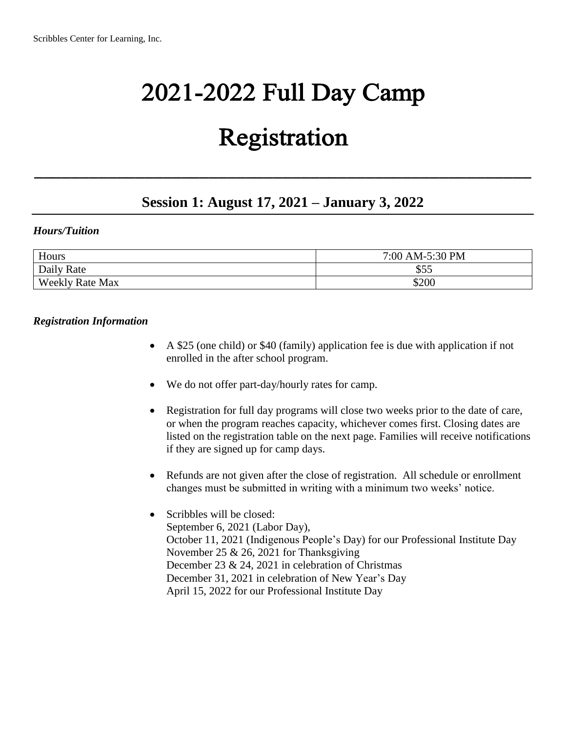# 2021-2022 Full Day Camp Registration

## Session 1: August 17, 2021 – January 3, 2022

***Hours/Tuition***

| Hours | 7:00 AM-5:30 PM |
|---|---|
| Daily Rate | $55 |
| Weekly Rate Max | $200 |

***Registration Information***

- A $25 (one child) or $40 (family) application fee is due with application if not enrolled in the after school program.
- We do not offer part-day/hourly rates for camp.
- Registration for full day programs will close two weeks prior to the date of care, or when the program reaches capacity, whichever comes first. Closing dates are listed on the registration table on the next page. Families will receive notifications if they are signed up for camp days.
- Refunds are not given after the close of registration. All schedule or enrollment changes must be submitted in writing with a minimum two weeks' notice.
- Scribbles will be closed:
  September 6, 2021 (Labor Day),
  October 11, 2021 (Indigenous People's Day) for our Professional Institute Day
  November 25 & 26, 2021 for Thanksgiving
  December 23 & 24, 2021 in celebration of Christmas
  December 31, 2021 in celebration of New Year's Day
  April 15, 2022 for our Professional Institute Day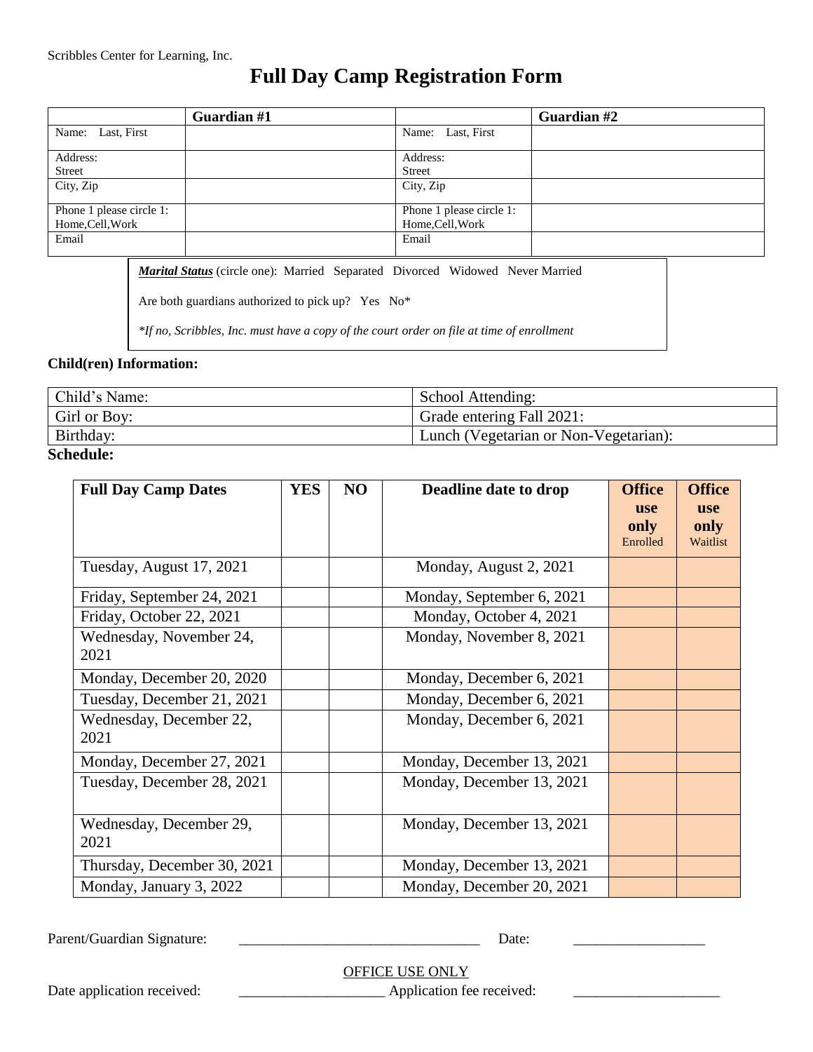Scribbles Center for Learning, Inc.

# Full Day Camp Registration Form

| | Guardian #1 | | Guardian #2 |
|---|---|---|---|
| Name: Last, First | | Name: Last, First | |
| Address: Street | | Address: Street | |
| City, Zip | | City, Zip | |
| Phone 1 please circle 1: Home,Cell,Work | | Phone 1 please circle 1: Home,Cell,Work | |
| Email | | Email | |

***Marital Status*** (circle one): Married Separated Divorced Widowed Never Married

Are both guardians authorized to pick up? Yes No*

*\*If no, Scribbles, Inc. must have a copy of the court order on file at time of enrollment*

**Child(ren) Information:**

| | |
|---|---|
| Child's Name: | School Attending: |
| Girl or Boy: | Grade entering Fall 2021: |
| Birthday: | Lunch (Vegetarian or Non-Vegetarian): |

**Schedule:**

| Full Day Camp Dates | YES | NO | Deadline date to drop | Office use only Enrolled | Office use only Waitlist |
|---|---|---|---|---|---|
| Tuesday, August 17, 2021 | | | Monday, August 2, 2021 | | |
| Friday, September 24, 2021 | | | Monday, September 6, 2021 | | |
| Friday, October 22, 2021 | | | Monday, October 4, 2021 | | |
| Wednesday, November 24, 2021 | | | Monday, November 8, 2021 | | |
| Monday, December 20, 2020 | | | Monday, December 6, 2021 | | |
| Tuesday, December 21, 2021 | | | Monday, December 6, 2021 | | |
| Wednesday, December 22, 2021 | | | Monday, December 6, 2021 | | |
| Monday, December 27, 2021 | | | Monday, December 13, 2021 | | |
| Tuesday, December 28, 2021 | | | Monday, December 13, 2021 | | |
| Wednesday, December 29, 2021 | | | Monday, December 13, 2021 | | |
| Thursday, December 30, 2021 | | | Monday, December 13, 2021 | | |
| Monday, January 3, 2022 | | | Monday, December 20, 2021 | | |

Parent/Guardian Signature: ________________________________ Date: __________________

OFFICE USE ONLY

Date application received: ____________________ Application fee received: ____________________